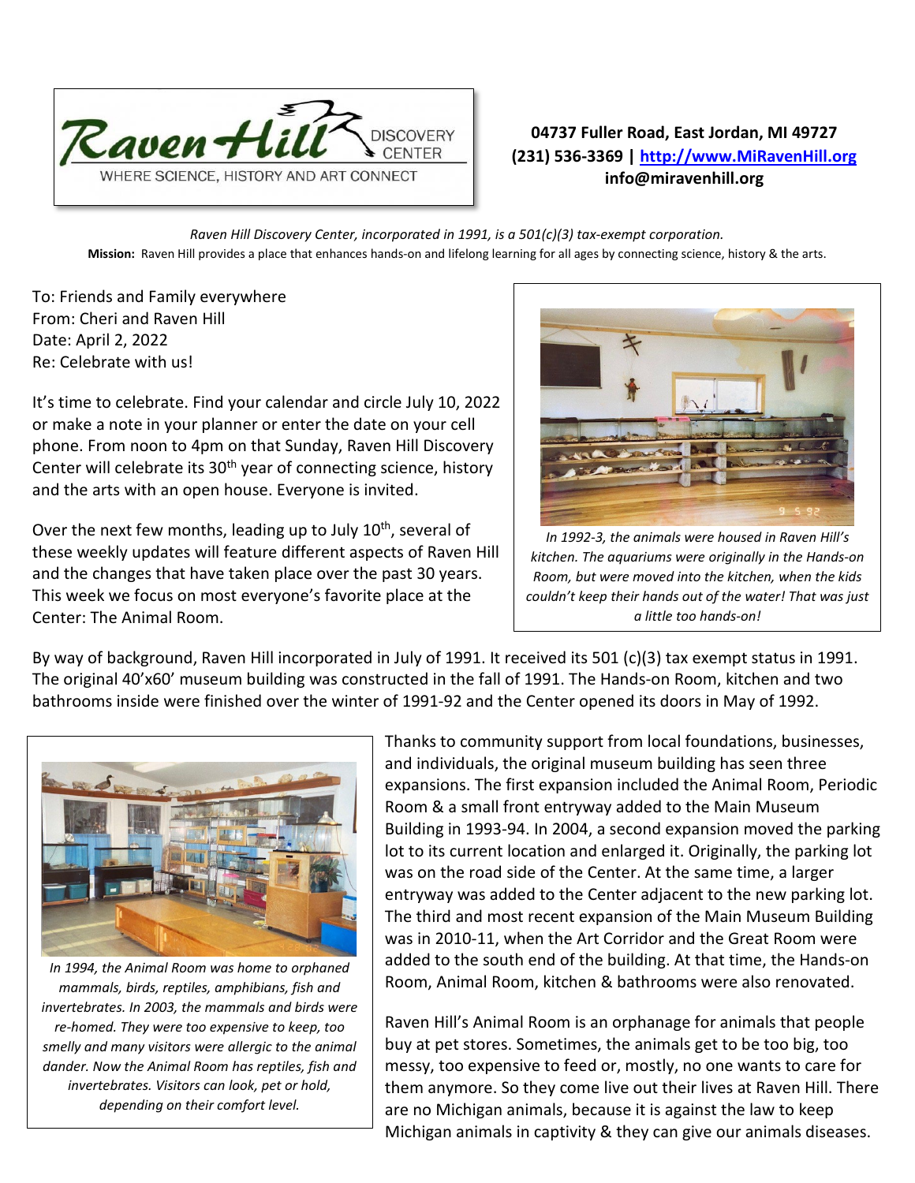Raven Hill DISCOVERY CENTER
WHERE SCIENCE, HISTORY AND ART CONNECT

**04737 Fuller Road, East Jordan, MI 49727**
**(231) 536-3369 | http://www.MiRavenHill.org**
**info@miravenhill.org**

*Raven Hill Discovery Center, incorporated in 1991, is a 501(c)(3) tax-exempt corporation.*
**Mission:** Raven Hill provides a place that enhances hands-on and lifelong learning for all ages by connecting science, history & the arts.

To: Friends and Family everywhere
From: Cheri and Raven Hill
Date: April 2, 2022
Re: Celebrate with us!

It's time to celebrate. Find your calendar and circle July 10, 2022 or make a note in your planner or enter the date on your cell phone. From noon to 4pm on that Sunday, Raven Hill Discovery Center will celebrate its 30th year of connecting science, history and the arts with an open house. Everyone is invited.

Over the next few months, leading up to July 10th, several of these weekly updates will feature different aspects of Raven Hill and the changes that have taken place over the past 30 years. This week we focus on most everyone's favorite place at the Center: The Animal Room.

*In 1992-3, the animals were housed in Raven Hill's kitchen. The aquariums were originally in the Hands-on Room, but were moved into the kitchen, when the kids couldn't keep their hands out of the water! That was just a little too hands-on!*

By way of background, Raven Hill incorporated in July of 1991. It received its 501 (c)(3) tax exempt status in 1991. The original 40'x60' museum building was constructed in the fall of 1991. The Hands-on Room, kitchen and two bathrooms inside were finished over the winter of 1991-92 and the Center opened its doors in May of 1992.

*In 1994, the Animal Room was home to orphaned mammals, birds, reptiles, amphibians, fish and invertebrates. In 2003, the mammals and birds were re-homed. They were too expensive to keep, too smelly and many visitors were allergic to the animal dander. Now the Animal Room has reptiles, fish and invertebrates. Visitors can look, pet or hold, depending on their comfort level.*

Thanks to community support from local foundations, businesses, and individuals, the original museum building has seen three expansions. The first expansion included the Animal Room, Periodic Room & a small front entryway added to the Main Museum Building in 1993-94. In 2004, a second expansion moved the parking lot to its current location and enlarged it. Originally, the parking lot was on the road side of the Center. At the same time, a larger entryway was added to the Center adjacent to the new parking lot. The third and most recent expansion of the Main Museum Building was in 2010-11, when the Art Corridor and the Great Room were added to the south end of the building. At that time, the Hands-on Room, Animal Room, kitchen & bathrooms were also renovated.

Raven Hill's Animal Room is an orphanage for animals that people buy at pet stores. Sometimes, the animals get to be too big, too messy, too expensive to feed or, mostly, no one wants to care for them anymore. So they come live out their lives at Raven Hill. There are no Michigan animals, because it is against the law to keep Michigan animals in captivity & they can give our animals diseases.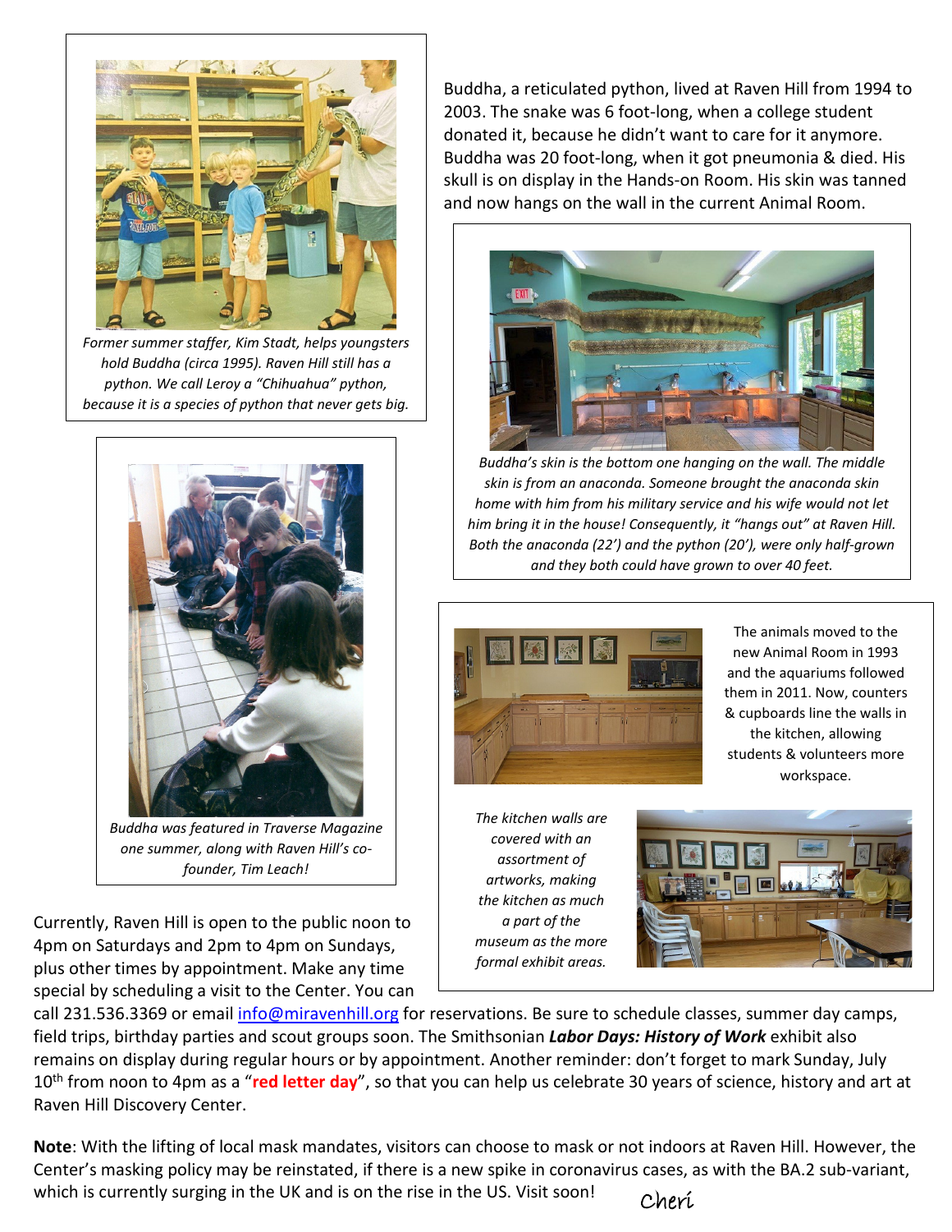*Former summer staffer, Kim Stadt, helps youngsters hold Buddha (circa 1995). Raven Hill still has a python. We call Leroy a "Chihuahua" python, because it is a species of python that never gets big.*

Buddha, a reticulated python, lived at Raven Hill from 1994 to 2003. The snake was 6 foot-long, when a college student donated it, because he didn't want to care for it anymore. Buddha was 20 foot-long, when it got pneumonia & died. His skull is on display in the Hands-on Room. His skin was tanned and now hangs on the wall in the current Animal Room.

*Buddha's skin is the bottom one hanging on the wall. The middle skin is from an anaconda. Someone brought the anaconda skin home with him from his military service and his wife would not let him bring it in the house! Consequently, it "hangs out" at Raven Hill. Both the anaconda (22') and the python (20'), were only half-grown and they both could have grown to over 40 feet.*

*Buddha was featured in Traverse Magazine one summer, along with Raven Hill's co-founder, Tim Leach!*

The animals moved to the new Animal Room in 1993 and the aquariums followed them in 2011. Now, counters & cupboards line the walls in the kitchen, allowing students & volunteers more workspace.

*The kitchen walls are covered with an assortment of artworks, making the kitchen as much a part of the museum as the more formal exhibit areas.*

Currently, Raven Hill is open to the public noon to 4pm on Saturdays and 2pm to 4pm on Sundays, plus other times by appointment. Make any time special by scheduling a visit to the Center. You can call 231.536.3369 or email info@miravenhill.org for reservations. Be sure to schedule classes, summer day camps, field trips, birthday parties and scout groups soon. The Smithsonian ***Labor Days: History of Work*** exhibit also remains on display during regular hours or by appointment. Another reminder: don't forget to mark Sunday, July 10th from noon to 4pm as a "**red letter day**", so that you can help us celebrate 30 years of science, history and art at Raven Hill Discovery Center.

**Note**: With the lifting of local mask mandates, visitors can choose to mask or not indoors at Raven Hill. However, the Center's masking policy may be reinstated, if there is a new spike in coronavirus cases, as with the BA.2 sub-variant, which is currently surging in the UK and is on the rise in the US. Visit soon!

Cherí